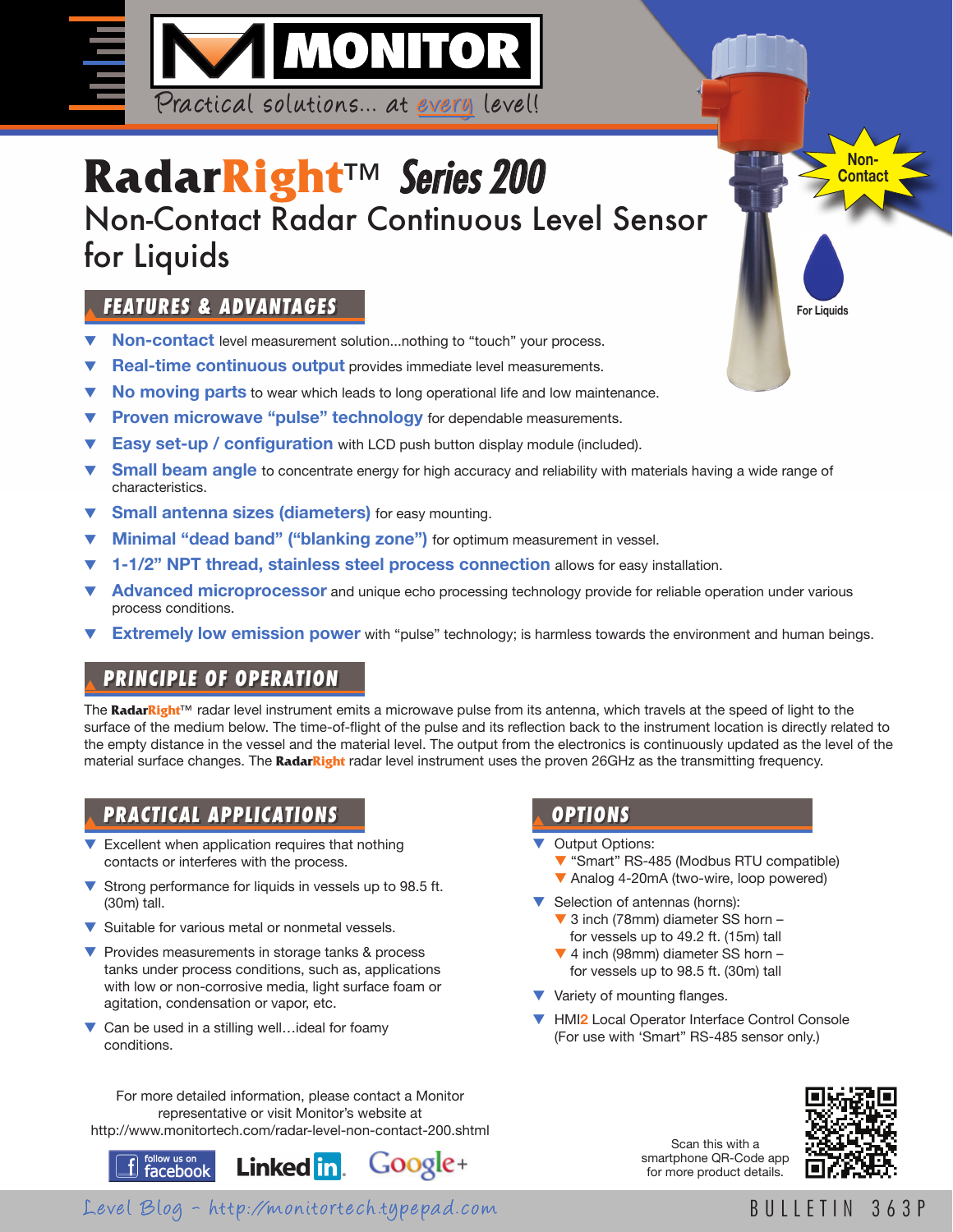MONITOR

Practical solutions... at every level!

# RadarRight™ Series 200

## Non-Contact Radar Continuous Level Sensor for Liquids

Non-Contact

For Liquids

## FEATURES & ADVANTAGES

- **Non-contact** level measurement solution...nothing to "touch" your process.
- **Real-time continuous output** provides immediate level measurements.
- **No moving parts** to wear which leads to long operational life and low maintenance.
- **Proven microwave "pulse" technology** for dependable measurements.
- **Easy set-up / configuration** with LCD push button display module (included).
- **Small beam angle** to concentrate energy for high accuracy and reliability with materials having a wide range of characteristics.
- **Small antenna sizes (diameters)** for easy mounting.
- **Minimal "dead band" ("blanking zone")** for optimum measurement in vessel.
- **1-1/2" NPT thread, stainless steel process connection** allows for easy installation.
- **Advanced microprocessor** and unique echo processing technology provide for reliable operation under various process conditions.
- **Extremely low emission power** with "pulse" technology; is harmless towards the environment and human beings.

## PRINCIPLE OF OPERATION

The **RadarRight**™ radar level instrument emits a microwave pulse from its antenna, which travels at the speed of light to the surface of the medium below. The time-of-flight of the pulse and its reflection back to the instrument location is directly related to the empty distance in the vessel and the material level. The output from the electronics is continuously updated as the level of the material surface changes. The **RadarRight** radar level instrument uses the proven 26GHz as the transmitting frequency.

## PRACTICAL APPLICATIONS

- Excellent when application requires that nothing contacts or interferes with the process.
- Strong performance for liquids in vessels up to 98.5 ft. (30m) tall.
- Suitable for various metal or nonmetal vessels.
- Provides measurements in storage tanks & process tanks under process conditions, such as, applications with low or non-corrosive media, light surface foam or agitation, condensation or vapor, etc.
- Can be used in a stilling well…ideal for foamy conditions.

## OPTIONS

- Output Options:
  - "Smart" RS-485 (Modbus RTU compatible)
  - Analog 4-20mA (two-wire, loop powered)
- Selection of antennas (horns):
  - 3 inch (78mm) diameter SS horn – for vessels up to 49.2 ft. (15m) tall
  - 4 inch (98mm) diameter SS horn – for vessels up to 98.5 ft. (30m) tall
- Variety of mounting flanges.
- HMI2 Local Operator Interface Control Console (For use with 'Smart" RS-485 sensor only.)

For more detailed information, please contact a Monitor representative or visit Monitor's website at http://www.monitortech.com/radar-level-non-contact-200.shtml

follow us on facebook | LinkedIn | Google+

Scan this with a smartphone QR-Code app for more product details.

Level Blog - http://monitortech.typepad.com

BULLETIN 363P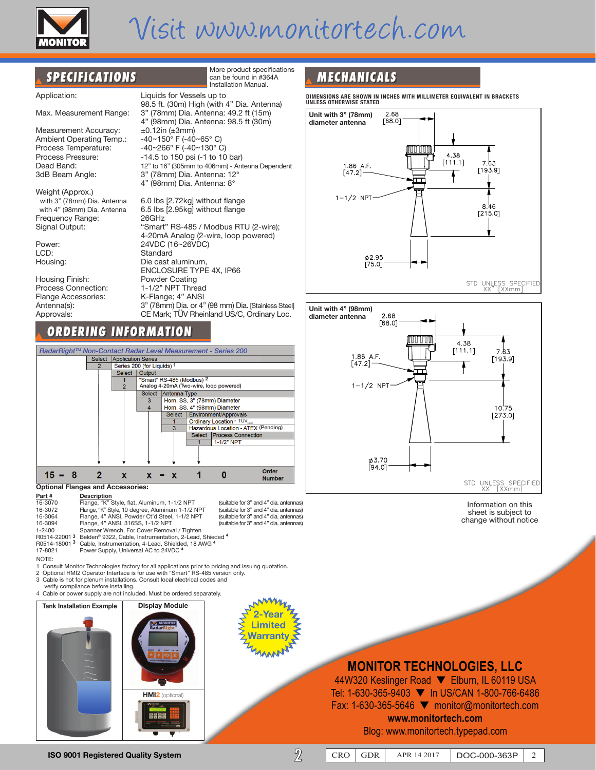Visit www.monitortech.com

## SPECIFICATIONS

More product specifications can be found in #364A Installation Manual.

| | |
|---|---|
| Application: | Liquids for Vessels up to 98.5 ft. (30m) High (with 4" Dia. Antenna) |
| Max. Measurement Range: | 3" (78mm) Dia. Antenna: 49.2 ft (15m)<br>4" (98mm) Dia. Antenna: 98.5 ft (30m) |
| Measurement Accuracy: | ±0.12in (±3mm) |
| Ambient Operating Temp.: | -40~150° F (-40~65° C) |
| Process Temperature: | -40~266° F (-40~130° C) |
| Process Pressure: | -14.5 to 150 psi (-1 to 10 bar) |
| Dead Band: | 12" to 16" (305mm to 406mm) - Antenna Dependent |
| 3dB Beam Angle: | 3" (78mm) Dia. Antenna: 12°<br>4" (98mm) Dia. Antenna: 8° |
| Weight (Approx.) | |
| with 3" (78mm) Dia. Antenna | 6.0 lbs [2.72kg] without flange |
| with 4" (98mm) Dia. Antenna | 6.5 lbs [2.95kg] without flange |
| Frequency Range: | 26GHz |
| Signal Output: | "Smart" RS-485 / Modbus RTU (2-wire);<br>4-20mA Analog (2-wire, loop powered) |
| Power: | 24VDC (16~26VDC) |
| LCD: | Standard |
| Housing: | Die cast aluminum, ENCLOSURE TYPE 4X, IP66 |
| Housing Finish: | Powder Coating |
| Process Connection: | 1-1/2" NPT Thread |
| Flange Accessories: | K-Flange; 4" ANSI |
| Antenna(s): | 3" (78mm) Dia. or 4" (98 mm) Dia. [Stainless Steel] |
| Approvals: | CE Mark; TÜV Rheinland US/C, Ordinary Loc. |

## ORDERING INFORMATION

*RadarRight™ Non-Contact Radar Level Measurement - Series 200*

| Select | Option |
|---|---|
| **Application Series** | |
| 2 | Series 200 (for Liquids) [1] |
| **Output** | |
| 1 | "Smart" RS-485 (Modbus) [2] |
| 2 | Analog 4-20mA (Two-wire, loop powered) |
| **Antenna Type** | |
| 3 | Horn, SS, 3" (78mm) Diameter |
| 4 | Horn, SS, 4" (98mm) Diameter |
| **Environment/Approvals** | |
| 1 | Ordinary Location - TÜV |
| 3 | Hazardous Location - ATEX (Pending) |
| **Process Connection** | |
| 1 | 1-1/2" NPT |

Order Number: 15 – 8 2 x x – x 1 0

**Optional Flanges and Accessories:**

| Part # | Description | |
|---|---|---|
| 16-3070 | Flange, "K" Style, flat, Aluminum, 1-1/2 NPT | (suitable for 3" and 4" dia. antennas) |
| 16-3072 | Flange, "K" Style, 10 degree, Aluminum 1-1/2 NPT | (suitable for 3" and 4" dia. antennas) |
| 16-3064 | Flange, 4" ANSI, Powder Ct'd Steel, 1-1/2 NPT | (suitable for 3" and 4" dia. antennas) |
| 16-3094 | Flange, 4" ANSI, 316SS, 1-1/2 NPT | (suitable for 3" and 4" dia. antennas) |
| 1-2400 | Spanner Wrench, For Cover Removal / Tighten | |
| R0514-22001 [3] | Belden® 9322, Cable, Instrumentation, 2-Lead, Shieded [4] | |
| R0514-18001 [3] | Cable, Instrumentation, 4-Lead, Shielded, 18 AWG [4] | |
| 17-8021 | Power Supply, Universal AC to 24VDC [4] | |

NOTE:
1. Consult Monitor Technologies factory for all applications prior to pricing and issuing quotation.
2. Optional HMI2 Operator Interface is for use with "Smart" RS-485 version only.
3. Cable is not for plenum installations. Consult local electrical codes and verify compliance before installing.
4. Cable or power supply are not included. Must be ordered separately.

Tank Installation Example

Display Module

HMI2 (optional)

2-Year Limited Warranty

## MECHANICALS

DIMENSIONS ARE SHOWN IN INCHES WITH MILLIMETER EQUIVALENT IN BRACKETS UNLESS OTHERWISE STATED

Unit with 3" (78mm) diameter antenna

2.68 [68.0]
4.38 [111.1]
7.63 [193.9]
1.86 A.F. [47.2]
1-1/2 NPT
8.46 [215.0]
ø2.95 [75.0]
STD UNLESS SPECIFIED XX" [XXmm]

Unit with 4" (98mm) diameter antenna

2.68 [68.0]
4.38 [111.1]
7.63 [193.9]
1.86 A.F. [47.2]
1-1/2 NPT
10.75 [273.0]
ø3.70 [94.0]
STD UNLESS SPECIFIED XX" [XXmm]

Information on this sheet is subject to change without notice

## MONITOR TECHNOLOGIES, LLC

44W320 Keslinger Road ▼ Elburn, IL 60119 USA
Tel: 1-630-365-9403 ▼ In US/CAN 1-800-766-6486
Fax: 1-630-365-5646 ▼ monitor@monitortech.com
**www.monitortech.com**
Blog: www.monitortech.typepad.com

**ISO 9001 Registered Quality System**

| CRO | GDR | APR 14 2017 | DOC-000-363P | 2 |
|---|---|---|---|---|